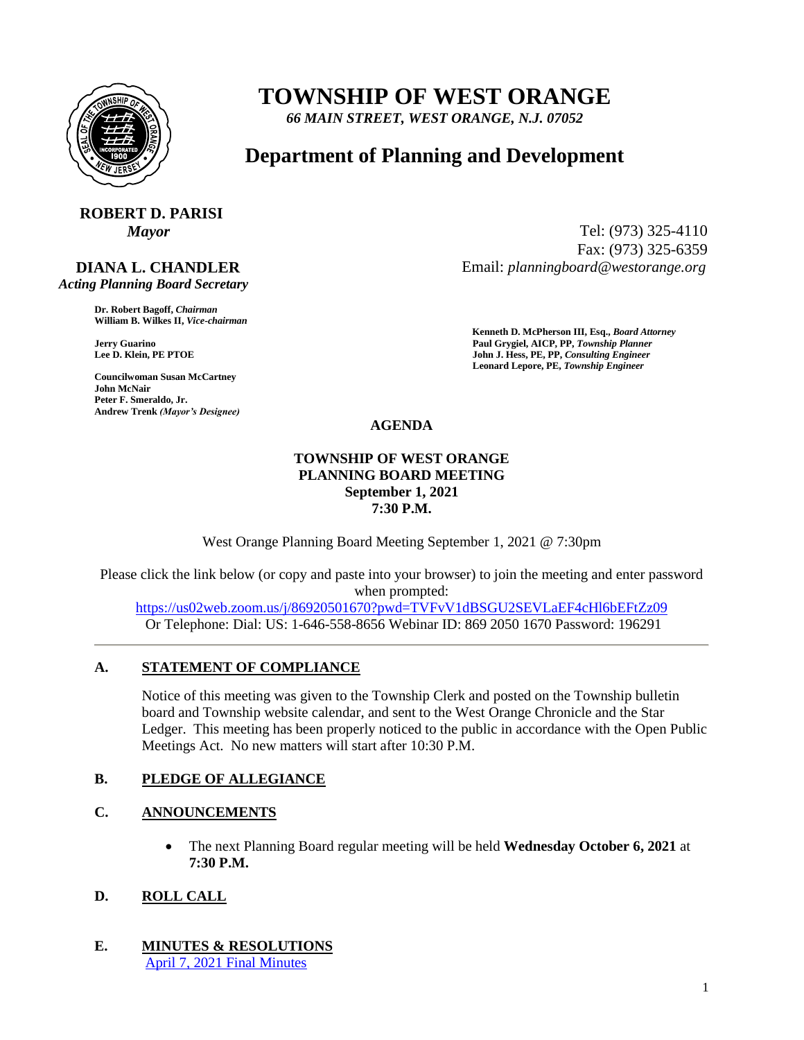# TOWNSHIP OF WEST ORANGE

*66 MAIN STREET, WEST ORANGE, N.J. 07052*

## Department of Planning and Development

**ROBERT D. PARISI**
*Mayor*

**DIANA L. CHANDLER**
*Acting Planning Board Secretary*

Tel: (973) 325-4110
Fax: (973) 325-6359
Email: *planningboard@westorange.org*

**Dr. Robert Bagoff,** ***Chairman***
**William B. Wilkes II,** ***Vice-chairman***

**Jerry Guarino**
**Lee D. Klein, PE PTOE**

**Councilwoman Susan McCartney**
**John McNair**
**Peter F. Smeraldo, Jr.**
**Andrew Trenk** ***(Mayor's Designee)***

**Kenneth D. McPherson III, Esq.,** ***Board Attorney***
**Paul Grygiel, AICP, PP,** ***Township Planner***
**John J. Hess, PE, PP,** ***Consulting Engineer***
**Leonard Lepore, PE,** ***Township Engineer***

**AGENDA**

**TOWNSHIP OF WEST ORANGE**
**PLANNING BOARD MEETING**
**September 1, 2021**
**7:30 P.M.**

West Orange Planning Board Meeting September 1, 2021 @ 7:30pm

Please click the link below (or copy and paste into your browser) to join the meeting and enter password when prompted:
https://us02web.zoom.us/j/86920501670?pwd=TVFvV1dBSGU2SEVLaEF4cHl6bEFtZz09
Or Telephone: Dial: US: 1-646-558-8656 Webinar ID: 869 2050 1670 Password: 196291

---

**A. STATEMENT OF COMPLIANCE**

Notice of this meeting was given to the Township Clerk and posted on the Township bulletin board and Township website calendar, and sent to the West Orange Chronicle and the Star Ledger. This meeting has been properly noticed to the public in accordance with the Open Public Meetings Act. No new matters will start after 10:30 P.M.

**B. PLEDGE OF ALLEGIANCE**

**C. ANNOUNCEMENTS**

- The next Planning Board regular meeting will be held **Wednesday October 6, 2021** at **7:30 P.M.**

**D. ROLL CALL**

**E. MINUTES & RESOLUTIONS**

April 7, 2021 Final Minutes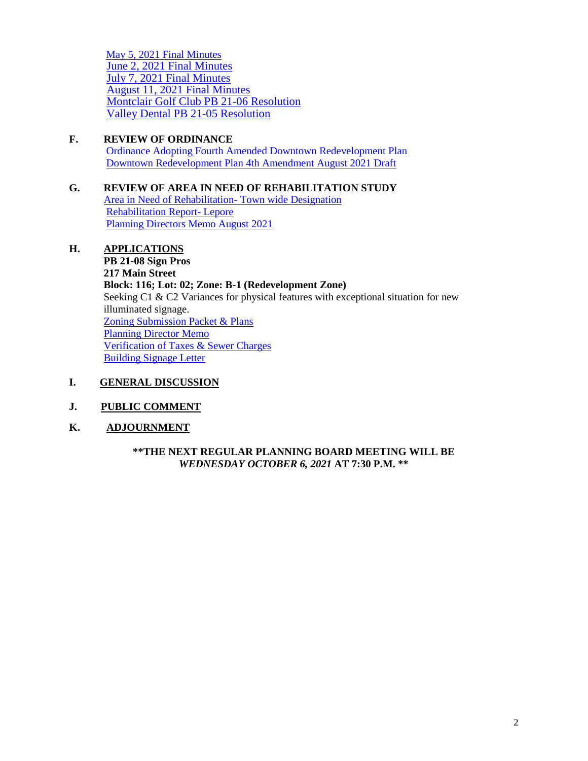May 5, 2021 Final Minutes
June 2, 2021 Final Minutes
July 7, 2021 Final Minutes
August 11, 2021 Final Minutes
Montclair Golf Club PB 21-06 Resolution
Valley Dental PB 21-05 Resolution

**F. REVIEW OF ORDINANCE**

Ordinance Adopting Fourth Amended Downtown Redevelopment Plan
Downtown Redevelopment Plan 4th Amendment August 2021 Draft

**G. REVIEW OF AREA IN NEED OF REHABILITATION STUDY**

Area in Need of Rehabilitation- Town wide Designation
Rehabilitation Report- Lepore
Planning Directors Memo August 2021

**H. APPLICATIONS**

**PB 21-08 Sign Pros**
**217 Main Street**
**Block: 116; Lot: 02; Zone: B-1 (Redevelopment Zone)**
Seeking C1 & C2 Variances for physical features with exceptional situation for new illuminated signage.
Zoning Submission Packet & Plans
Planning Director Memo
Verification of Taxes & Sewer Charges
Building Signage Letter

**I. GENERAL DISCUSSION**

**J. PUBLIC COMMENT**

**K. ADJOURNMENT**

**\*\*THE NEXT REGULAR PLANNING BOARD MEETING WILL BE *WEDNESDAY OCTOBER 6, 2021* AT 7:30 P.M. \*\***